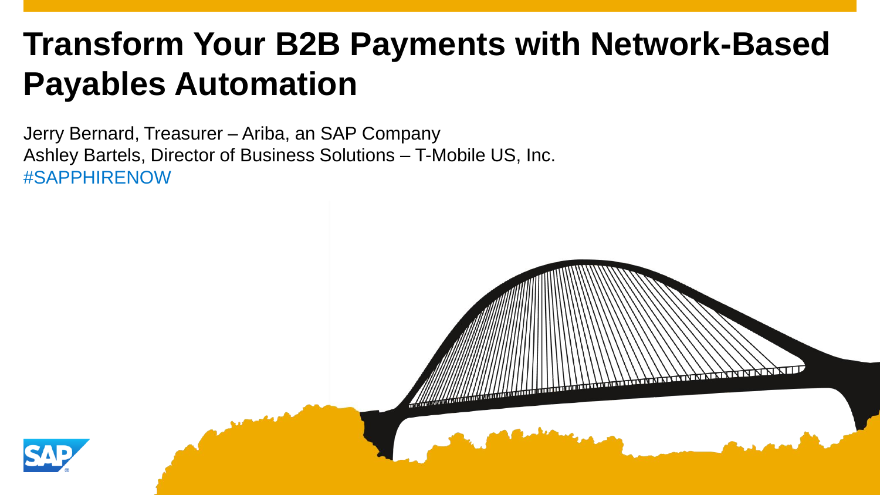# Transform Your B2B Payments with Network-Based Payables Automation

Jerry Bernard, Treasurer – Ariba, an SAP Company
Ashley Bartels, Director of Business Solutions – T-Mobile US, Inc.
#SAPPHIRENOW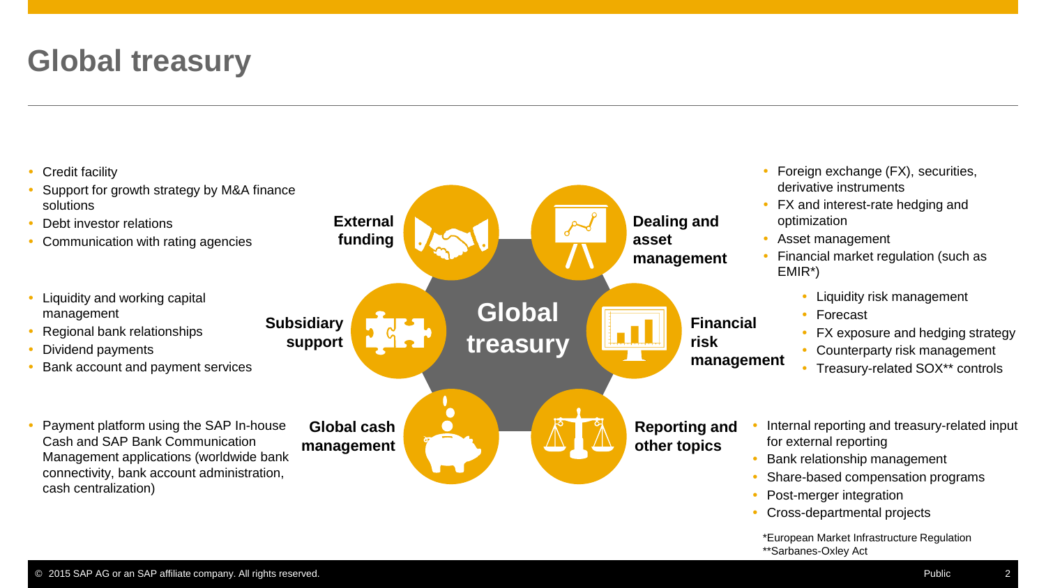# Global treasury

**Global treasury**

### External funding

- Credit facility
- Support for growth strategy by M&A finance solutions
- Debt investor relations
- Communication with rating agencies

### Subsidiary support

- Liquidity and working capital management
- Regional bank relationships
- Dividend payments
- Bank account and payment services

### Global cash management

- Payment platform using the SAP In-house Cash and SAP Bank Communication Management applications (worldwide bank connectivity, bank account administration, cash centralization)

### Dealing and asset management

- Foreign exchange (FX), securities, derivative instruments
- FX and interest-rate hedging and optimization
- Asset management
- Financial market regulation (such as EMIR*)

### Financial risk management

- Liquidity risk management
- Forecast
- FX exposure and hedging strategy
- Counterparty risk management
- Treasury-related SOX** controls

### Reporting and other topics

- Internal reporting and treasury-related input for external reporting
- Bank relationship management
- Share-based compensation programs
- Post-merger integration
- Cross-departmental projects

*European Market Infrastructure Regulation
**Sarbanes-Oxley Act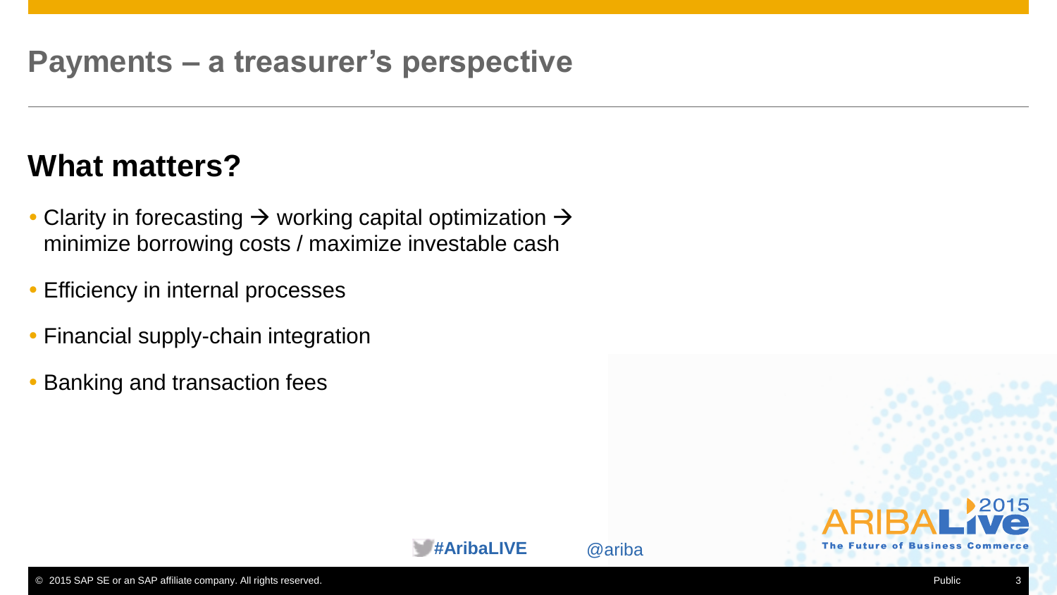# Payments – a treasurer's perspective

## What matters?

- Clarity in forecasting → working capital optimization → minimize borrowing costs / maximize investable cash
- Efficiency in internal processes
- Financial supply-chain integration
- Banking and transaction fees

#AribaLIVE @ariba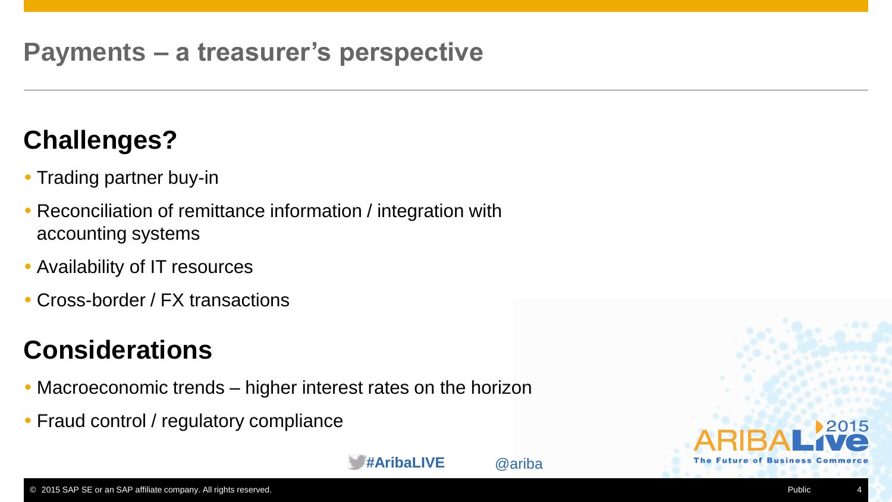# Payments – a treasurer's perspective

## Challenges?

- Trading partner buy-in
- Reconciliation of remittance information / integration with accounting systems
- Availability of IT resources
- Cross-border / FX transactions

## Considerations

- Macroeconomic trends – higher interest rates on the horizon
- Fraud control / regulatory compliance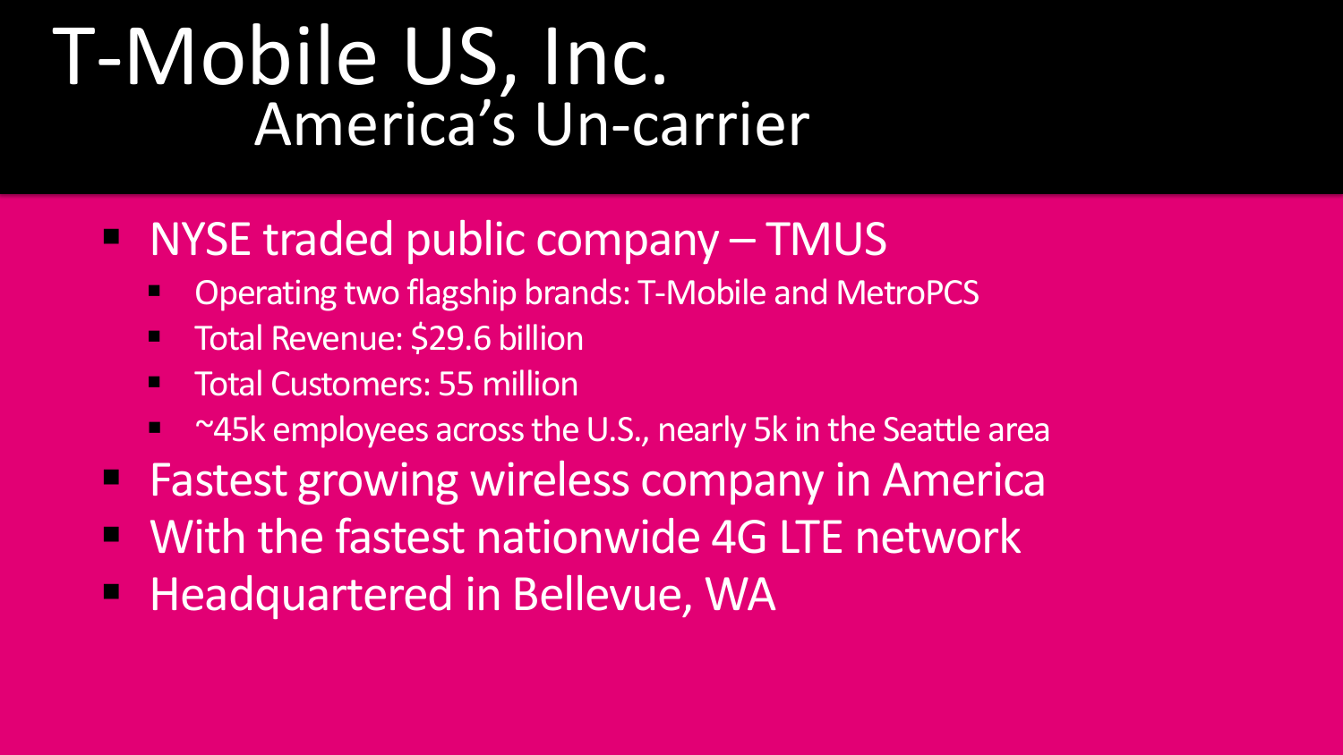# T-Mobile US, Inc.

## America's Un-carrier

- NYSE traded public company – TMUS
  - Operating two flagship brands: T-Mobile and MetroPCS
  - Total Revenue: $29.6 billion
  - Total Customers: 55 million
  - ~45k employees across the U.S., nearly 5k in the Seattle area
- Fastest growing wireless company in America
- With the fastest nationwide 4G LTE network
- Headquartered in Bellevue, WA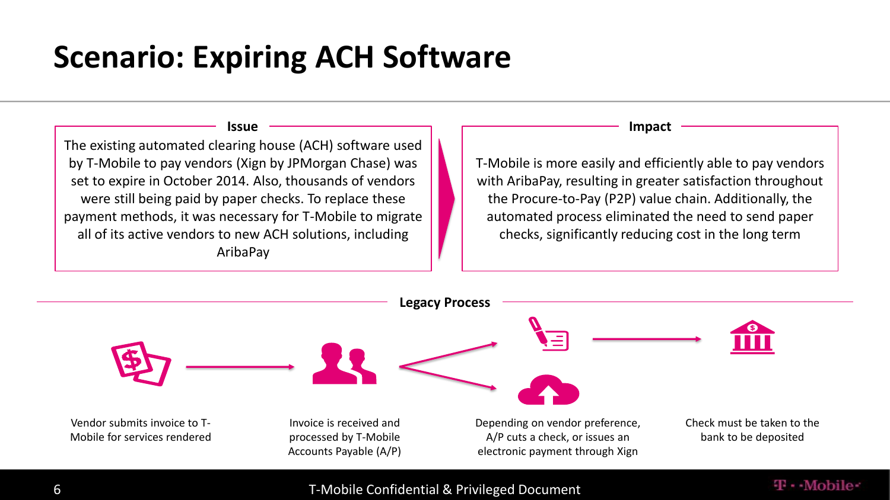# Scenario: Expiring ACH Software

## Issue

The existing automated clearing house (ACH) software used by T-Mobile to pay vendors (Xign by JPMorgan Chase) was set to expire in October 2014. Also, thousands of vendors were still being paid by paper checks. To replace these payment methods, it was necessary for T-Mobile to migrate all of its active vendors to new ACH solutions, including AribaPay

## Impact

T-Mobile is more easily and efficiently able to pay vendors with AribaPay, resulting in greater satisfaction throughout the Procure-to-Pay (P2P) value chain. Additionally, the automated process eliminated the need to send paper checks, significantly reducing cost in the long term

## Legacy Process

1. Vendor submits invoice to T-Mobile for services rendered
2. Invoice is received and processed by T-Mobile Accounts Payable (A/P)
3. Depending on vendor preference, A/P cuts a check, or issues an electronic payment through Xign
4. Check must be taken to the bank to be deposited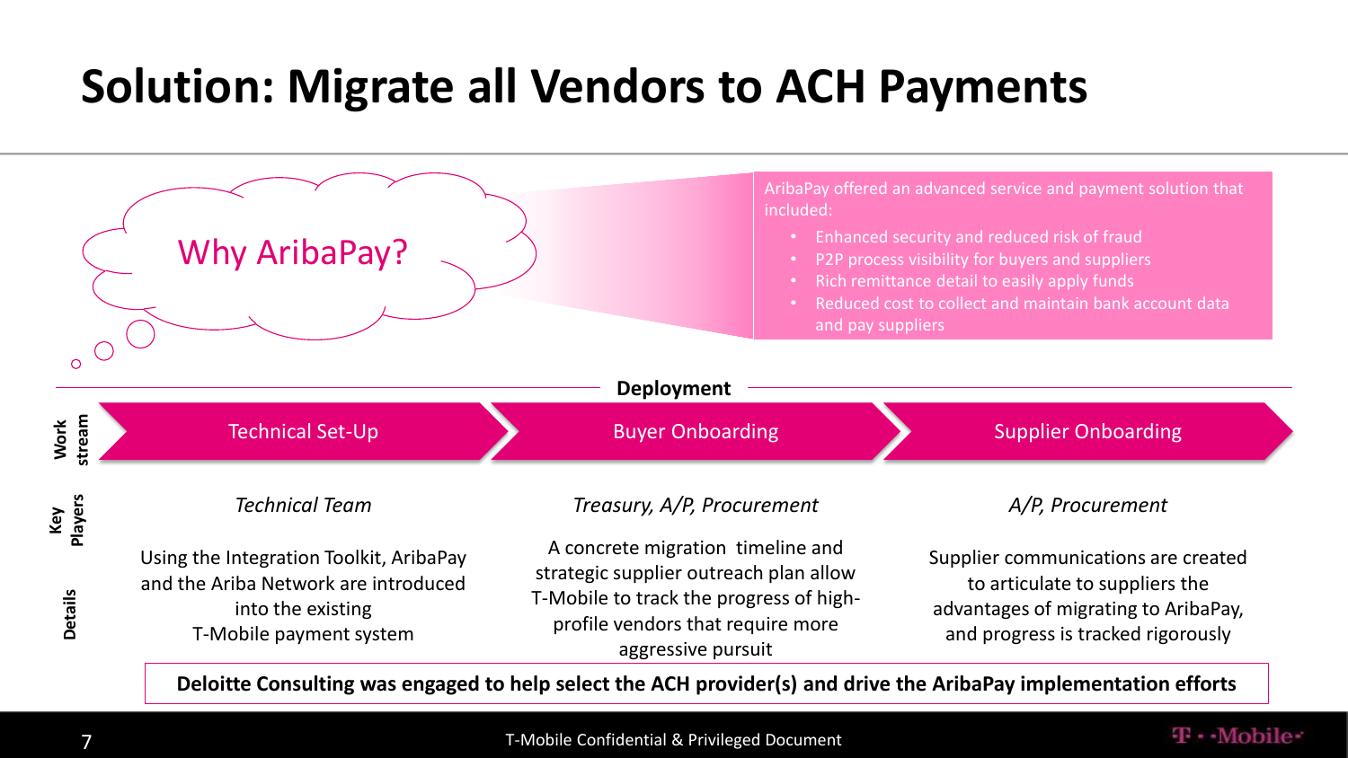# Solution: Migrate all Vendors to ACH Payments

Why AribaPay?

AribaPay offered an advanced service and payment solution that included:

- Enhanced security and reduced risk of fraud
- P2P process visibility for buyers and suppliers
- Rich remittance detail to easily apply funds
- Reduced cost to collect and maintain bank account data and pay suppliers

**Deployment**

| | | | |
|---|---|---|---|
| **Work stream** | Technical Set-Up | Buyer Onboarding | Supplier Onboarding |
| **Key Players** | *Technical Team* | *Treasury, A/P, Procurement* | *A/P, Procurement* |
| **Details** | Using the Integration Toolkit, AribaPay and the Ariba Network are introduced into the existing T-Mobile payment system | A concrete migration timeline and strategic supplier outreach plan allow T-Mobile to track the progress of high-profile vendors that require more aggressive pursuit | Supplier communications are created to articulate to suppliers the advantages of migrating to AribaPay, and progress is tracked rigorously |

**Deloitte Consulting was engaged to help select the ACH provider(s) and drive the AribaPay implementation efforts**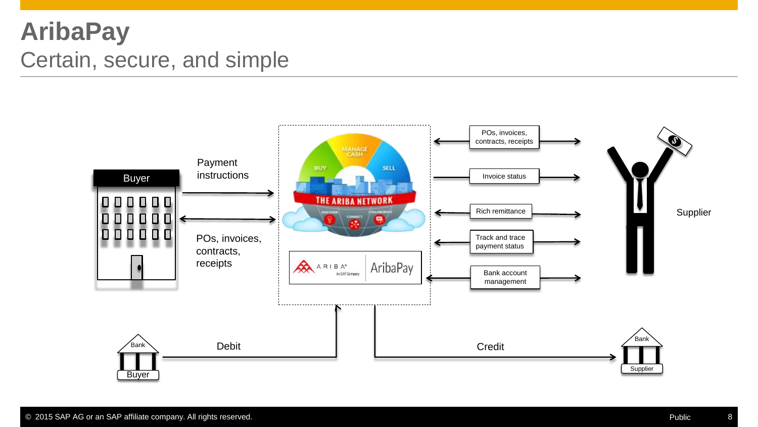# AribaPay

## Certain, secure, and simple

Buyer

Payment instructions

POs, invoices, contracts, receipts

MANAGE CASH

BUY

SELL

THE ARIBA NETWORK

DISCOVER

CONNECT

COLLABORATE

ARIBA An SAP Company

AribaPay

POs, invoices, contracts, receipts

Invoice status

Rich remittance

Track and trace payment status

Bank account management

Supplier

Bank

Buyer

Debit

Credit

Bank

Supplier

© 2015 SAP AG or an SAP affiliate company. All rights reserved.

Public